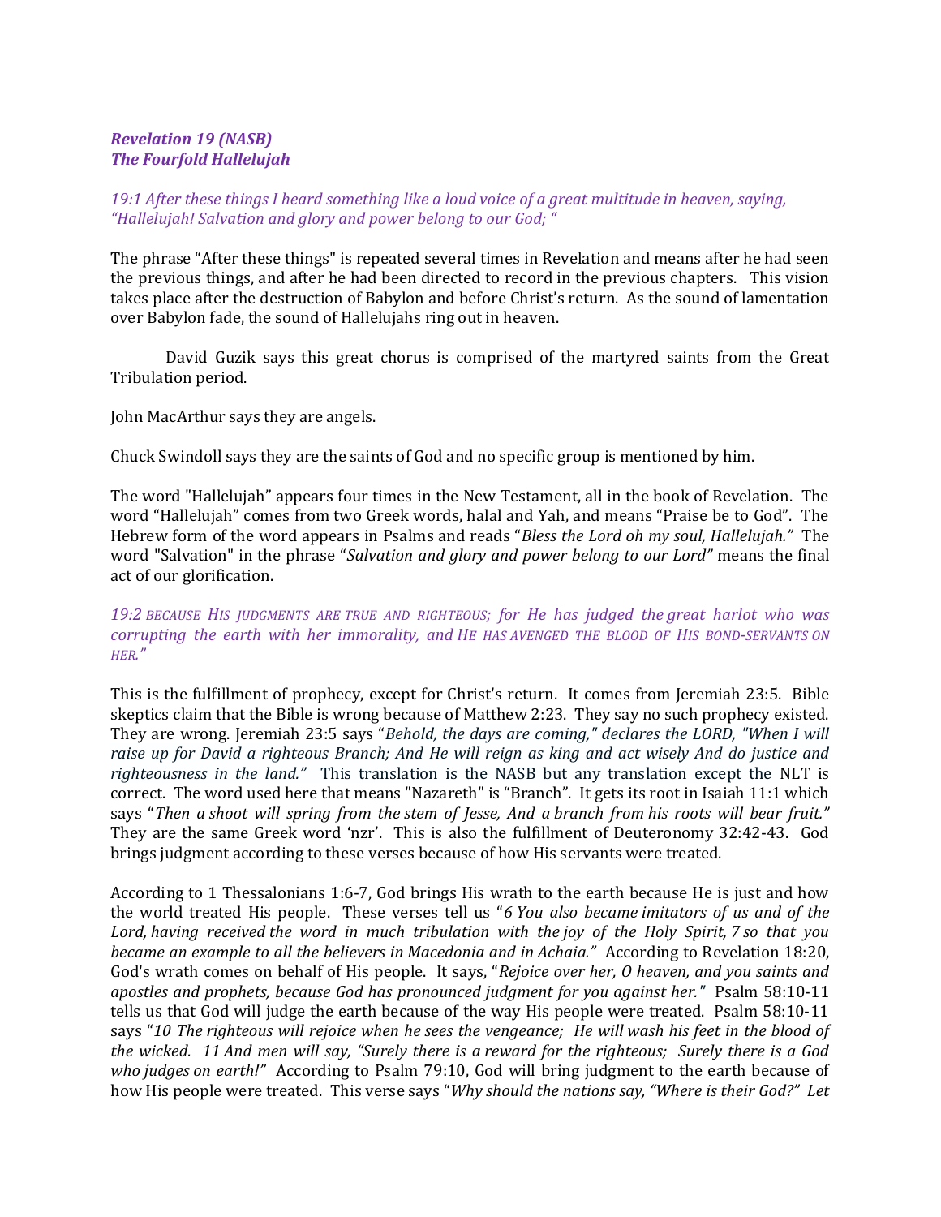***Revelation 19 (NASB)***
***The Fourfold Hallelujah***

*19:1 After these things I heard something like a loud voice of a great multitude in heaven, saying, "Hallelujah! Salvation and glory and power belong to our God; "*

The phrase "After these things" is repeated several times in Revelation and means after he had seen the previous things, and after he had been directed to record in the previous chapters. This vision takes place after the destruction of Babylon and before Christ's return. As the sound of lamentation over Babylon fade, the sound of Hallelujahs ring out in heaven.

David Guzik says this great chorus is comprised of the martyred saints from the Great Tribulation period.

John MacArthur says they are angels.

Chuck Swindoll says they are the saints of God and no specific group is mentioned by him.

The word "Hallelujah" appears four times in the New Testament, all in the book of Revelation. The word "Hallelujah" comes from two Greek words, halal and Yah, and means "Praise be to God". The Hebrew form of the word appears in Psalms and reads "*Bless the Lord oh my soul, Hallelujah.*" The word "Salvation" in the phrase "*Salvation and glory and power belong to our Lord*" means the final act of our glorification.

*19:2 BECAUSE HIS JUDGMENTS ARE TRUE AND RIGHTEOUS; for He has judged the great harlot who was corrupting the earth with her immorality, and HE HAS AVENGED THE BLOOD OF HIS BOND-SERVANTS ON HER."*

This is the fulfillment of prophecy, except for Christ's return. It comes from Jeremiah 23:5. Bible skeptics claim that the Bible is wrong because of Matthew 2:23. They say no such prophecy existed. They are wrong. Jeremiah 23:5 says "*Behold, the days are coming," declares the LORD, "When I will raise up for David a righteous Branch; And He will reign as king and act wisely And do justice and righteousness in the land.*" This translation is the NASB but any translation except the NLT is correct. The word used here that means "Nazareth" is "Branch". It gets its root in Isaiah 11:1 which says "*Then a shoot will spring from the stem of Jesse, And a branch from his roots will bear fruit.*" They are the same Greek word 'nzr'. This is also the fulfillment of Deuteronomy 32:42-43. God brings judgment according to these verses because of how His servants were treated.

According to 1 Thessalonians 1:6-7, God brings His wrath to the earth because He is just and how the world treated His people. These verses tell us "*6 You also became imitators of us and of the Lord, having received the word in much tribulation with the joy of the Holy Spirit, 7 so that you became an example to all the believers in Macedonia and in Achaia.*" According to Revelation 18:20, God's wrath comes on behalf of His people. It says, "*Rejoice over her, O heaven, and you saints and apostles and prophets, because God has pronounced judgment for you against her.*" Psalm 58:10-11 tells us that God will judge the earth because of the way His people were treated. Psalm 58:10-11 says "*10 The righteous will rejoice when he sees the vengeance; He will wash his feet in the blood of the wicked. 11 And men will say, "Surely there is a reward for the righteous; Surely there is a God who judges on earth!"*" According to Psalm 79:10, God will bring judgment to the earth because of how His people were treated. This verse says "*Why should the nations say, "Where is their God?" Let*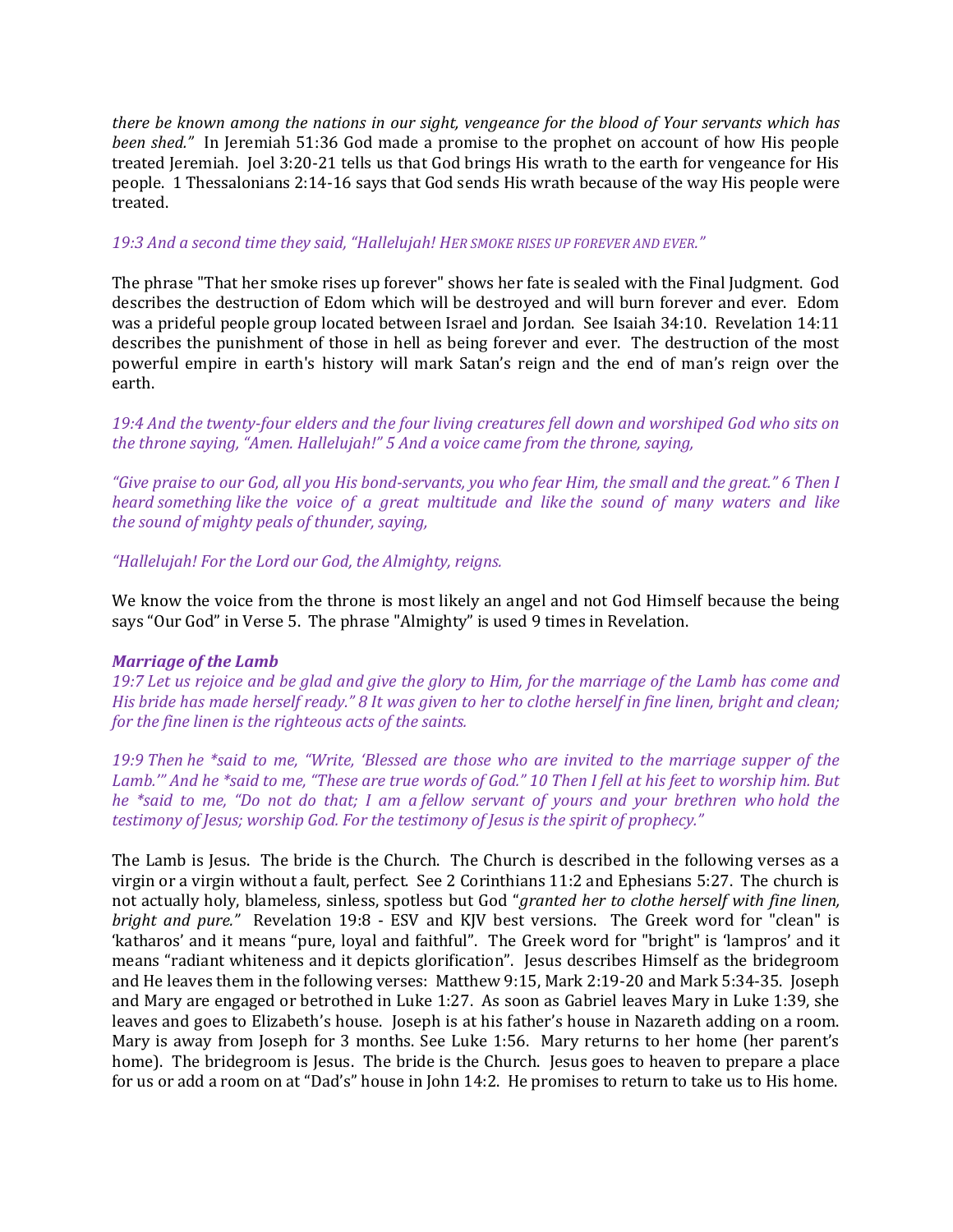*there be known among the nations in our sight, vengeance for the blood of Your servants which has been shed."* In Jeremiah 51:36 God made a promise to the prophet on account of how His people treated Jeremiah. Joel 3:20-21 tells us that God brings His wrath to the earth for vengeance for His people. 1 Thessalonians 2:14-16 says that God sends His wrath because of the way His people were treated.

*19:3 And a second time they said, "Hallelujah! HER SMOKE RISES UP FOREVER AND EVER."*

The phrase "That her smoke rises up forever" shows her fate is sealed with the Final Judgment. God describes the destruction of Edom which will be destroyed and will burn forever and ever. Edom was a prideful people group located between Israel and Jordan. See Isaiah 34:10. Revelation 14:11 describes the punishment of those in hell as being forever and ever. The destruction of the most powerful empire in earth's history will mark Satan's reign and the end of man's reign over the earth.

*19:4 And the twenty-four elders and the four living creatures fell down and worshiped God who sits on the throne saying, "Amen. Hallelujah!" 5 And a voice came from the throne, saying,*

*"Give praise to our God, all you His bond-servants, you who fear Him, the small and the great." 6 Then I heard something like the voice of a great multitude and like the sound of many waters and like the sound of mighty peals of thunder, saying,*

*"Hallelujah! For the Lord our God, the Almighty, reigns.*

We know the voice from the throne is most likely an angel and not God Himself because the being says "Our God" in Verse 5. The phrase "Almighty" is used 9 times in Revelation.

***Marriage of the Lamb***

*19:7 Let us rejoice and be glad and give the glory to Him, for the marriage of the Lamb has come and His bride has made herself ready." 8 It was given to her to clothe herself in fine linen, bright and clean; for the fine linen is the righteous acts of the saints.*

*19:9 Then he *said to me, "Write, 'Blessed are those who are invited to the marriage supper of the Lamb.'" And he *said to me, "These are true words of God." 10 Then I fell at his feet to worship him. But he *said to me, "Do not do that; I am a fellow servant of yours and your brethren who hold the testimony of Jesus; worship God. For the testimony of Jesus is the spirit of prophecy."*

The Lamb is Jesus. The bride is the Church. The Church is described in the following verses as a virgin or a virgin without a fault, perfect. See 2 Corinthians 11:2 and Ephesians 5:27. The church is not actually holy, blameless, sinless, spotless but God "*granted her to clothe herself with fine linen, bright and pure."* Revelation 19:8 - ESV and KJV best versions. The Greek word for "clean" is 'katharos' and it means "pure, loyal and faithful". The Greek word for "bright" is 'lampros' and it means "radiant whiteness and it depicts glorification". Jesus describes Himself as the bridegroom and He leaves them in the following verses: Matthew 9:15, Mark 2:19-20 and Mark 5:34-35. Joseph and Mary are engaged or betrothed in Luke 1:27. As soon as Gabriel leaves Mary in Luke 1:39, she leaves and goes to Elizabeth's house. Joseph is at his father's house in Nazareth adding on a room. Mary is away from Joseph for 3 months. See Luke 1:56. Mary returns to her home (her parent's home). The bridegroom is Jesus. The bride is the Church. Jesus goes to heaven to prepare a place for us or add a room on at "Dad's" house in John 14:2. He promises to return to take us to His home.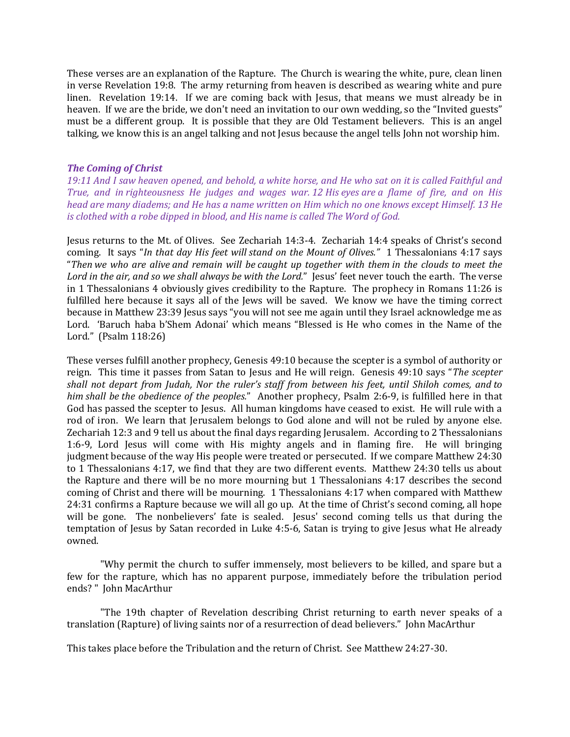These verses are an explanation of the Rapture. The Church is wearing the white, pure, clean linen in verse Revelation 19:8. The army returning from heaven is described as wearing white and pure linen. Revelation 19:14. If we are coming back with Jesus, that means we must already be in heaven. If we are the bride, we don't need an invitation to our own wedding, so the "Invited guests" must be a different group. It is possible that they are Old Testament believers. This is an angel talking, we know this is an angel talking and not Jesus because the angel tells John not worship him.

### *The Coming of Christ*

*19:11 And I saw heaven opened, and behold, a white horse, and He who sat on it is called Faithful and True, and in righteousness He judges and wages war. 12 His eyes are a flame of fire, and on His head are many diadems; and He has a name written on Him which no one knows except Himself. 13 He is clothed with a robe dipped in blood, and His name is called The Word of God.*

Jesus returns to the Mt. of Olives. See Zechariah 14:3-4. Zechariah 14:4 speaks of Christ's second coming. It says "*In that day His feet will stand on the Mount of Olives.*" 1 Thessalonians 4:17 says "*Then we who are alive and remain will be caught up together with them in the clouds to meet the Lord in the air, and so we shall always be with the Lord.*" Jesus' feet never touch the earth. The verse in 1 Thessalonians 4 obviously gives credibility to the Rapture. The prophecy in Romans 11:26 is fulfilled here because it says all of the Jews will be saved. We know we have the timing correct because in Matthew 23:39 Jesus says "you will not see me again until they Israel acknowledge me as Lord. 'Baruch haba b'Shem Adonai' which means "Blessed is He who comes in the Name of the Lord." (Psalm 118:26)

These verses fulfill another prophecy, Genesis 49:10 because the scepter is a symbol of authority or reign. This time it passes from Satan to Jesus and He will reign. Genesis 49:10 says "*The scepter shall not depart from Judah, Nor the ruler's staff from between his feet, until Shiloh comes, and to him shall be the obedience of the peoples.*" Another prophecy, Psalm 2:6-9, is fulfilled here in that God has passed the scepter to Jesus. All human kingdoms have ceased to exist. He will rule with a rod of iron. We learn that Jerusalem belongs to God alone and will not be ruled by anyone else. Zechariah 12:3 and 9 tell us about the final days regarding Jerusalem. According to 2 Thessalonians 1:6-9, Lord Jesus will come with His mighty angels and in flaming fire. He will bringing judgment because of the way His people were treated or persecuted. If we compare Matthew 24:30 to 1 Thessalonians 4:17, we find that they are two different events. Matthew 24:30 tells us about the Rapture and there will be no more mourning but 1 Thessalonians 4:17 describes the second coming of Christ and there will be mourning. 1 Thessalonians 4:17 when compared with Matthew 24:31 confirms a Rapture because we will all go up. At the time of Christ's second coming, all hope will be gone. The nonbelievers' fate is sealed. Jesus' second coming tells us that during the temptation of Jesus by Satan recorded in Luke 4:5-6, Satan is trying to give Jesus what He already owned.

"Why permit the church to suffer immensely, most believers to be killed, and spare but a few for the rapture, which has no apparent purpose, immediately before the tribulation period ends? " John MacArthur

"The 19th chapter of Revelation describing Christ returning to earth never speaks of a translation (Rapture) of living saints nor of a resurrection of dead believers." John MacArthur

This takes place before the Tribulation and the return of Christ. See Matthew 24:27-30.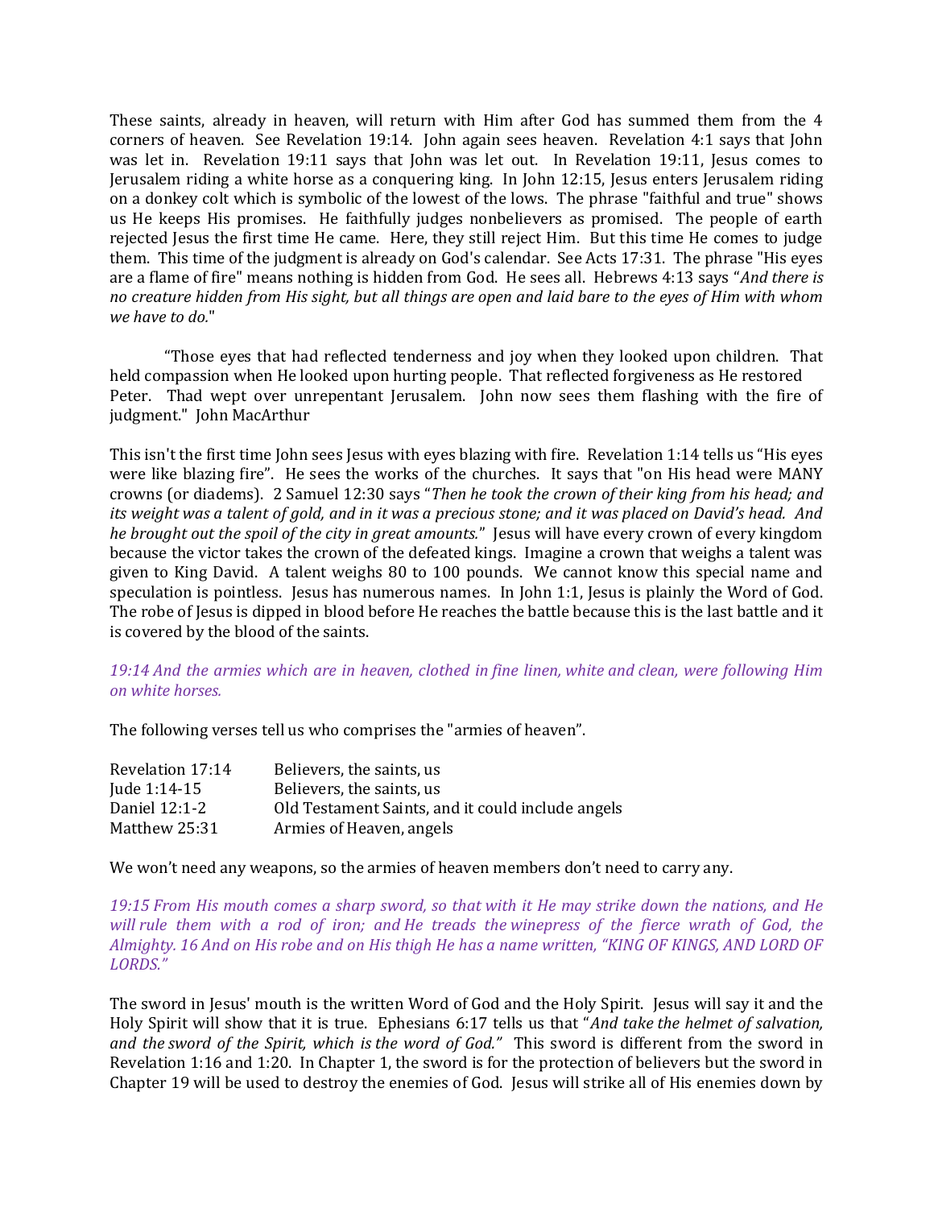These saints, already in heaven, will return with Him after God has summed them from the 4 corners of heaven. See Revelation 19:14. John again sees heaven. Revelation 4:1 says that John was let in. Revelation 19:11 says that John was let out. In Revelation 19:11, Jesus comes to Jerusalem riding a white horse as a conquering king. In John 12:15, Jesus enters Jerusalem riding on a donkey colt which is symbolic of the lowest of the lows. The phrase "faithful and true" shows us He keeps His promises. He faithfully judges nonbelievers as promised. The people of earth rejected Jesus the first time He came. Here, they still reject Him. But this time He comes to judge them. This time of the judgment is already on God's calendar. See Acts 17:31. The phrase "His eyes are a flame of fire" means nothing is hidden from God. He sees all. Hebrews 4:13 says "*And there is no creature hidden from His sight, but all things are open and laid bare to the eyes of Him with whom we have to do.*"

"Those eyes that had reflected tenderness and joy when they looked upon children. That held compassion when He looked upon hurting people. That reflected forgiveness as He restored Peter. Thad wept over unrepentant Jerusalem. John now sees them flashing with the fire of judgment." John MacArthur

This isn't the first time John sees Jesus with eyes blazing with fire. Revelation 1:14 tells us "His eyes were like blazing fire". He sees the works of the churches. It says that "on His head were MANY crowns (or diadems). 2 Samuel 12:30 says "*Then he took the crown of their king from his head; and its weight was a talent of gold, and in it was a precious stone; and it was placed on David's head. And he brought out the spoil of the city in great amounts.*" Jesus will have every crown of every kingdom because the victor takes the crown of the defeated kings. Imagine a crown that weighs a talent was given to King David. A talent weighs 80 to 100 pounds. We cannot know this special name and speculation is pointless. Jesus has numerous names. In John 1:1, Jesus is plainly the Word of God. The robe of Jesus is dipped in blood before He reaches the battle because this is the last battle and it is covered by the blood of the saints.

*19:14 And the armies which are in heaven, clothed in fine linen, white and clean, were following Him on white horses.*

The following verses tell us who comprises the "armies of heaven".

| | |
|---|---|
| Revelation 17:14 | Believers, the saints, us |
| Jude 1:14-15 | Believers, the saints, us |
| Daniel 12:1-2 | Old Testament Saints, and it could include angels |
| Matthew 25:31 | Armies of Heaven, angels |

We won't need any weapons, so the armies of heaven members don't need to carry any.

*19:15 From His mouth comes a sharp sword, so that with it He may strike down the nations, and He will rule them with a rod of iron; and He treads the winepress of the fierce wrath of God, the Almighty. 16 And on His robe and on His thigh He has a name written, "KING OF KINGS, AND LORD OF LORDS."*

The sword in Jesus' mouth is the written Word of God and the Holy Spirit. Jesus will say it and the Holy Spirit will show that it is true. Ephesians 6:17 tells us that "*And take the helmet of salvation, and the sword of the Spirit, which is the word of God.*" This sword is different from the sword in Revelation 1:16 and 1:20. In Chapter 1, the sword is for the protection of believers but the sword in Chapter 19 will be used to destroy the enemies of God. Jesus will strike all of His enemies down by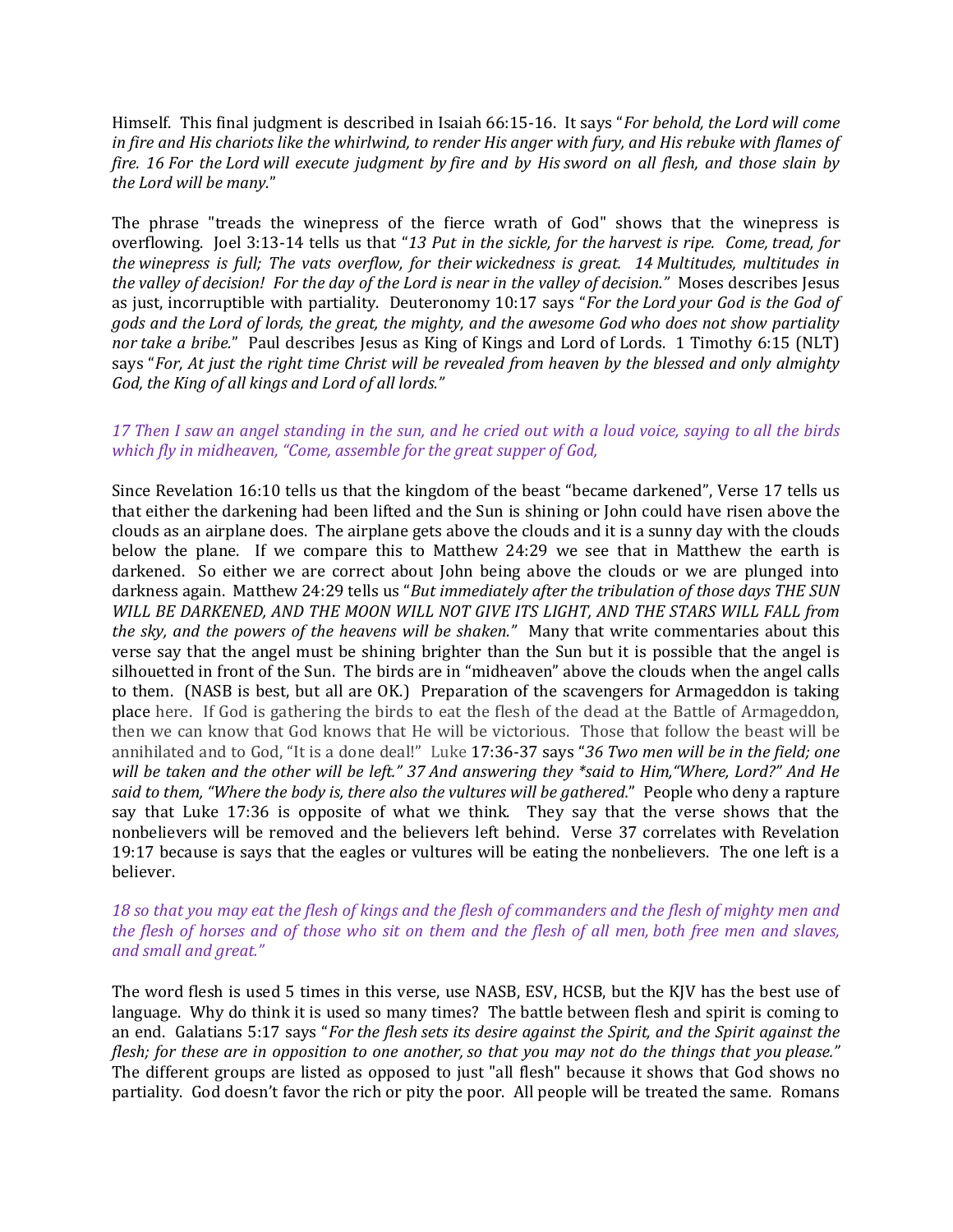Himself. This final judgment is described in Isaiah 66:15-16. It says "*For behold, the Lord will come in fire and His chariots like the whirlwind, to render His anger with fury, and His rebuke with flames of fire. 16 For the Lord will execute judgment by fire and by His sword on all flesh, and those slain by the Lord will be many.*"

The phrase "treads the winepress of the fierce wrath of God" shows that the winepress is overflowing. Joel 3:13-14 tells us that "*13 Put in the sickle, for the harvest is ripe. Come, tread, for the winepress is full; The vats overflow, for their wickedness is great. 14 Multitudes, multitudes in the valley of decision! For the day of the Lord is near in the valley of decision.*" Moses describes Jesus as just, incorruptible with partiality. Deuteronomy 10:17 says "*For the Lord your God is the God of gods and the Lord of lords, the great, the mighty, and the awesome God who does not show partiality nor take a bribe.*" Paul describes Jesus as King of Kings and Lord of Lords. 1 Timothy 6:15 (NLT) says "*For, At just the right time Christ will be revealed from heaven by the blessed and only almighty God, the King of all kings and Lord of all lords.*"

*17 Then I saw an angel standing in the sun, and he cried out with a loud voice, saying to all the birds which fly in midheaven, "Come, assemble for the great supper of God,*

Since Revelation 16:10 tells us that the kingdom of the beast "became darkened", Verse 17 tells us that either the darkening had been lifted and the Sun is shining or John could have risen above the clouds as an airplane does. The airplane gets above the clouds and it is a sunny day with the clouds below the plane. If we compare this to Matthew 24:29 we see that in Matthew the earth is darkened. So either we are correct about John being above the clouds or we are plunged into darkness again. Matthew 24:29 tells us "*But immediately after the tribulation of those days THE SUN WILL BE DARKENED, AND THE MOON WILL NOT GIVE ITS LIGHT, AND THE STARS WILL FALL from the sky, and the powers of the heavens will be shaken.*" Many that write commentaries about this verse say that the angel must be shining brighter than the Sun but it is possible that the angel is silhouetted in front of the Sun. The birds are in "midheaven" above the clouds when the angel calls to them. (NASB is best, but all are OK.) Preparation of the scavengers for Armageddon is taking place here. If God is gathering the birds to eat the flesh of the dead at the Battle of Armageddon, then we can know that God knows that He will be victorious. Those that follow the beast will be annihilated and to God, "It is a done deal!" Luke 17:36-37 says "*36 Two men will be in the field; one will be taken and the other will be left." 37 And answering they *said to Him,"Where, Lord?" And He said to them, "Where the body is, there also the vultures will be gathered.*" People who deny a rapture say that Luke 17:36 is opposite of what we think. They say that the verse shows that the nonbelievers will be removed and the believers left behind. Verse 37 correlates with Revelation 19:17 because is says that the eagles or vultures will be eating the nonbelievers. The one left is a believer.

*18 so that you may eat the flesh of kings and the flesh of commanders and the flesh of mighty men and the flesh of horses and of those who sit on them and the flesh of all men, both free men and slaves, and small and great."*

The word flesh is used 5 times in this verse, use NASB, ESV, HCSB, but the KJV has the best use of language. Why do think it is used so many times? The battle between flesh and spirit is coming to an end. Galatians 5:17 says "*For the flesh sets its desire against the Spirit, and the Spirit against the flesh; for these are in opposition to one another, so that you may not do the things that you please.*" The different groups are listed as opposed to just "all flesh" because it shows that God shows no partiality. God doesn't favor the rich or pity the poor. All people will be treated the same. Romans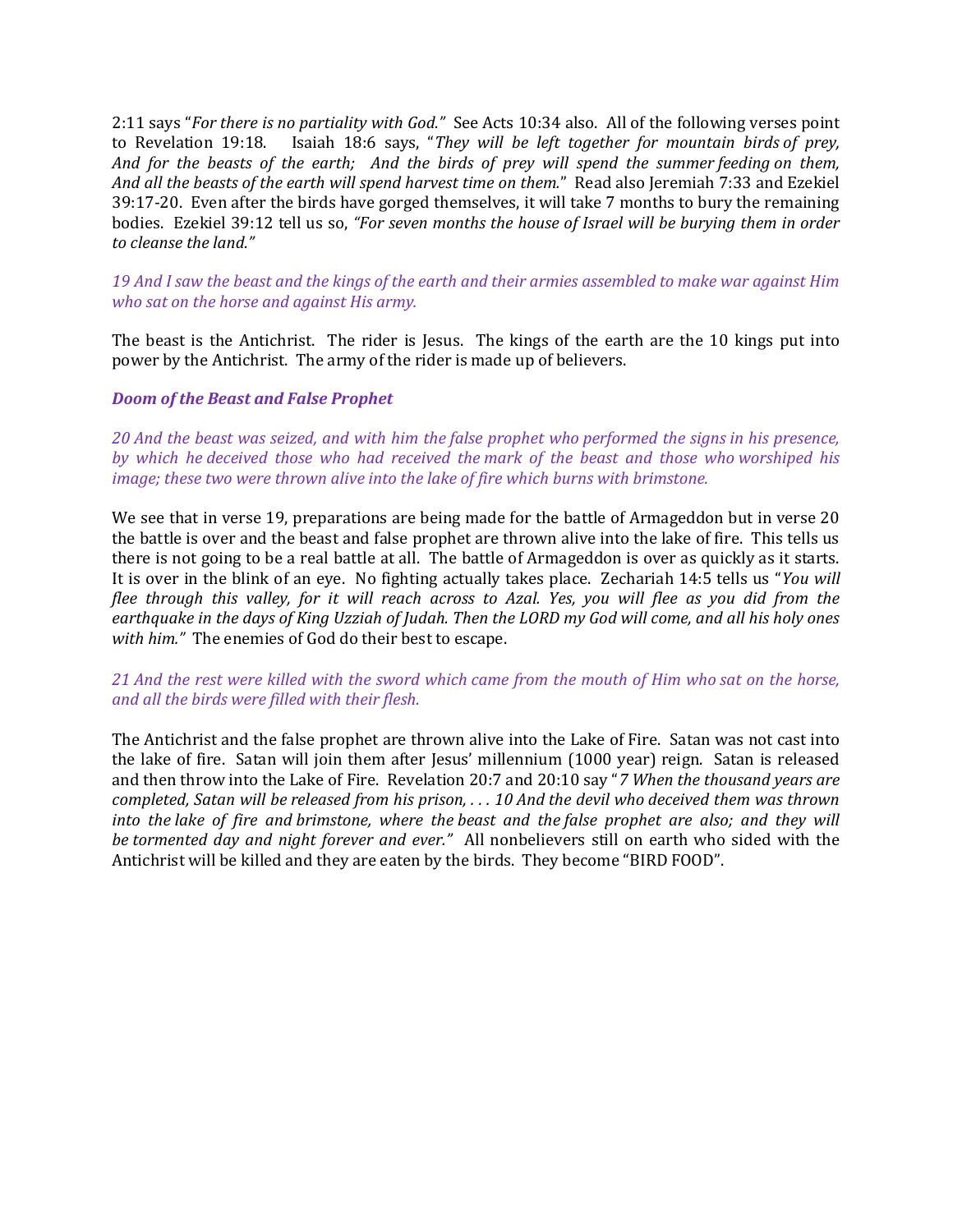2:11 says "*For there is no partiality with God.*" See Acts 10:34 also. All of the following verses point to Revelation 19:18. Isaiah 18:6 says, "*They will be left together for mountain birds of prey, And for the beasts of the earth; And the birds of prey will spend the summer feeding on them, And all the beasts of the earth will spend harvest time on them.*" Read also Jeremiah 7:33 and Ezekiel 39:17-20. Even after the birds have gorged themselves, it will take 7 months to bury the remaining bodies. Ezekiel 39:12 tell us so, *"For seven months the house of Israel will be burying them in order to cleanse the land."*

*19 And I saw the beast and the kings of the earth and their armies assembled to make war against Him who sat on the horse and against His army.*

The beast is the Antichrist. The rider is Jesus. The kings of the earth are the 10 kings put into power by the Antichrist. The army of the rider is made up of believers.

***Doom of the Beast and False Prophet***

*20 And the beast was seized, and with him the false prophet who performed the signs in his presence, by which he deceived those who had received the mark of the beast and those who worshiped his image; these two were thrown alive into the lake of fire which burns with brimstone.*

We see that in verse 19, preparations are being made for the battle of Armageddon but in verse 20 the battle is over and the beast and false prophet are thrown alive into the lake of fire. This tells us there is not going to be a real battle at all. The battle of Armageddon is over as quickly as it starts. It is over in the blink of an eye. No fighting actually takes place. Zechariah 14:5 tells us "*You will flee through this valley, for it will reach across to Azal. Yes, you will flee as you did from the earthquake in the days of King Uzziah of Judah. Then the LORD my God will come, and all his holy ones with him."* The enemies of God do their best to escape.

*21 And the rest were killed with the sword which came from the mouth of Him who sat on the horse, and all the birds were filled with their flesh.*

The Antichrist and the false prophet are thrown alive into the Lake of Fire. Satan was not cast into the lake of fire. Satan will join them after Jesus' millennium (1000 year) reign. Satan is released and then throw into the Lake of Fire. Revelation 20:7 and 20:10 say "*7 When the thousand years are completed, Satan will be released from his prison, . . . 10 And the devil who deceived them was thrown into the lake of fire and brimstone, where the beast and the false prophet are also; and they will be tormented day and night forever and ever."* All nonbelievers still on earth who sided with the Antichrist will be killed and they are eaten by the birds. They become "BIRD FOOD".